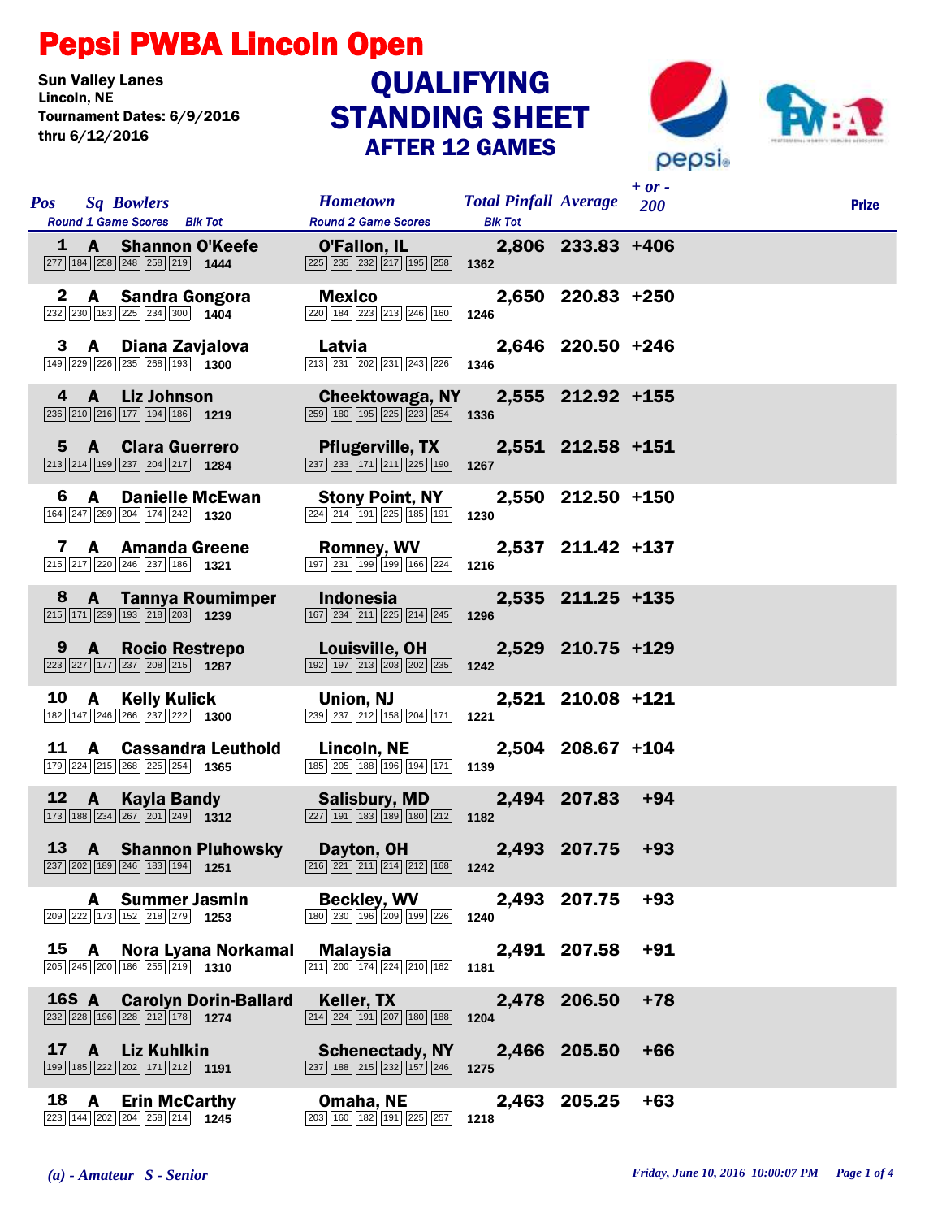# Pepsi PWBA Lincoln Open

Sun Valley Lanes
Lincoln, NE
Tournament Dates: 6/9/2016 thru 6/12/2016

## QUALIFYING STANDING SHEET
### AFTER 12 GAMES

| Pos | Sq | Bowlers | Round 1 Game Scores | Blk Tot | Hometown | Round 2 Game Scores | Blk Tot | Total Pinfall | Average | + or - 200 | Prize |
|---|---|---|---|---|---|---|---|---|---|---|---|
| 1 | A | Shannon O'Keefe | 277 184 258 248 258 219 | 1444 | O'Fallon, IL | 225 235 232 217 195 258 | 1362 | 2,806 | 233.83 | +406 | |
| 2 | A | Sandra Gongora | 232 230 183 225 234 300 | 1404 | Mexico | 220 184 223 213 246 160 | 1246 | 2,650 | 220.83 | +250 | |
| 3 | A | Diana Zavjalova | 149 229 226 235 268 193 | 1300 | Latvia | 213 231 202 231 243 226 | 1346 | 2,646 | 220.50 | +246 | |
| 4 | A | Liz Johnson | 236 210 216 177 194 186 | 1219 | Cheektowaga, NY | 259 180 195 225 223 254 | 1336 | 2,555 | 212.92 | +155 | |
| 5 | A | Clara Guerrero | 213 214 199 237 204 217 | 1284 | Pflugerville, TX | 237 233 171 211 225 190 | 1267 | 2,551 | 212.58 | +151 | |
| 6 | A | Danielle McEwan | 164 247 289 204 174 242 | 1320 | Stony Point, NY | 224 214 191 225 185 191 | 1230 | 2,550 | 212.50 | +150 | |
| 7 | A | Amanda Greene | 215 217 220 246 237 186 | 1321 | Romney, WV | 197 231 199 199 166 224 | 1216 | 2,537 | 211.42 | +137 | |
| 8 | A | Tannya Roumimper | 215 171 239 193 218 203 | 1239 | Indonesia | 167 234 211 225 214 245 | 1296 | 2,535 | 211.25 | +135 | |
| 9 | A | Rocio Restrepo | 223 227 177 237 208 215 | 1287 | Louisville, OH | 192 197 213 203 202 235 | 1242 | 2,529 | 210.75 | +129 | |
| 10 | A | Kelly Kulick | 182 147 246 266 237 222 | 1300 | Union, NJ | 239 237 212 158 204 171 | 1221 | 2,521 | 210.08 | +121 | |
| 11 | A | Cassandra Leuthold | 179 224 215 268 225 254 | 1365 | Lincoln, NE | 185 205 188 196 194 171 | 1139 | 2,504 | 208.67 | +104 | |
| 12 | A | Kayla Bandy | 173 188 234 267 201 249 | 1312 | Salisbury, MD | 227 191 183 189 180 212 | 1182 | 2,494 | 207.83 | +94 | |
| 13 | A | Shannon Pluhowsky | 237 202 189 246 183 194 | 1251 | Dayton, OH | 216 221 211 214 212 168 | 1242 | 2,493 | 207.75 | +93 | |
| | A | Summer Jasmin | 209 222 173 152 218 279 | 1253 | Beckley, WV | 180 230 196 209 199 226 | 1240 | 2,493 | 207.75 | +93 | |
| 15 | A | Nora Lyana Norkamal | 205 245 200 186 255 219 | 1310 | Malaysia | 211 200 174 224 210 162 | 1181 | 2,491 | 207.58 | +91 | |
| 16S | A | Carolyn Dorin-Ballard | 232 228 196 228 212 178 | 1274 | Keller, TX | 214 224 191 207 180 188 | 1204 | 2,478 | 206.50 | +78 | |
| 17 | A | Liz Kuhlkin | 199 185 222 202 171 212 | 1191 | Schenectady, NY | 237 188 215 232 157 246 | 1275 | 2,466 | 205.50 | +66 | |
| 18 | A | Erin McCarthy | 223 144 202 204 258 214 | 1245 | Omaha, NE | 203 160 182 191 225 257 | 1218 | 2,463 | 205.25 | +63 | |

*(a) - Amateur S - Senior*

*Friday, June 10, 2016 10:00:07 PM*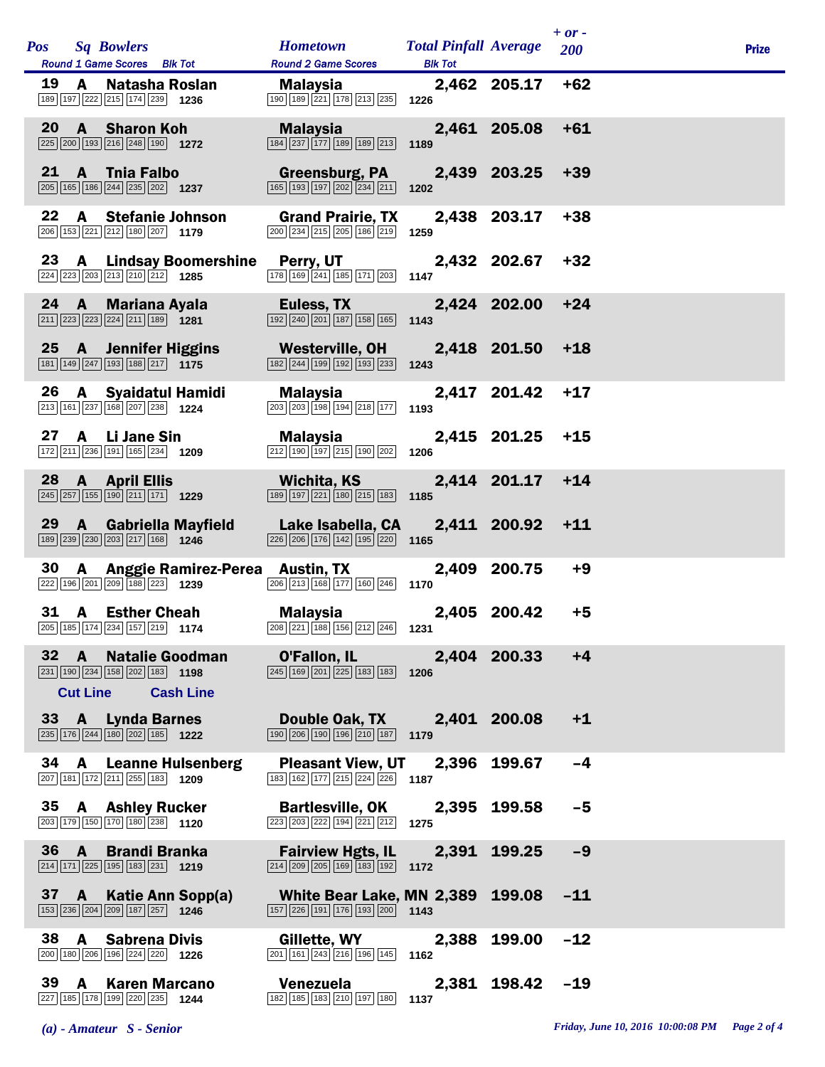| Pos | Sq | Bowlers | Round 1 Game Scores | Blk Tot | Hometown | Round 2 Game Scores | Blk Tot | Total Pinfall | Average | + or - 200 | Prize |
|---|---|---|---|---|---|---|---|---|---|---|---|
| 19 | A | Natasha Roslan | 189 197 222 215 174 239 | 1236 | Malaysia | 190 189 221 178 213 235 | 1226 | 2,462 | 205.17 | +62 | |
| 20 | A | Sharon Koh | 225 200 193 216 248 190 | 1272 | Malaysia | 184 237 177 189 189 213 | 1189 | 2,461 | 205.08 | +61 | |
| 21 | A | Tnia Falbo | 205 165 186 244 235 202 | 1237 | Greensburg, PA | 165 193 197 202 234 211 | 1202 | 2,439 | 203.25 | +39 | |
| 22 | A | Stefanie Johnson | 206 153 221 212 180 207 | 1179 | Grand Prairie, TX | 200 234 215 205 186 219 | 1259 | 2,438 | 203.17 | +38 | |
| 23 | A | Lindsay Boomershine | 224 223 203 213 210 212 | 1285 | Perry, UT | 178 169 241 185 171 203 | 1147 | 2,432 | 202.67 | +32 | |
| 24 | A | Mariana Ayala | 211 223 223 224 211 189 | 1281 | Euless, TX | 192 240 201 187 158 165 | 1143 | 2,424 | 202.00 | +24 | |
| 25 | A | Jennifer Higgins | 181 149 247 193 188 217 | 1175 | Westerville, OH | 182 244 199 192 193 233 | 1243 | 2,418 | 201.50 | +18 | |
| 26 | A | Syaidatul Hamidi | 213 161 237 168 207 238 | 1224 | Malaysia | 203 203 198 194 218 177 | 1193 | 2,417 | 201.42 | +17 | |
| 27 | A | Li Jane Sin | 172 211 236 191 165 234 | 1209 | Malaysia | 212 190 197 215 190 202 | 1206 | 2,415 | 201.25 | +15 | |
| 28 | A | April Ellis | 245 257 155 190 211 171 | 1229 | Wichita, KS | 189 197 221 180 215 183 | 1185 | 2,414 | 201.17 | +14 | |
| 29 | A | Gabriella Mayfield | 189 239 230 203 217 168 | 1246 | Lake Isabella, CA | 226 206 176 142 195 220 | 1165 | 2,411 | 200.92 | +11 | |
| 30 | A | Anggie Ramirez-Perea | 222 196 201 209 188 223 | 1239 | Austin, TX | 206 213 168 177 160 246 | 1170 | 2,409 | 200.75 | +9 | |
| 31 | A | Esther Cheah | 205 185 174 234 157 219 | 1174 | Malaysia | 208 221 188 156 212 246 | 1231 | 2,405 | 200.42 | +5 | |
| 32 | A | Natalie Goodman | 231 190 234 158 202 183 | 1198 | O'Fallon, IL | 245 169 201 225 183 183 | 1206 | 2,404 | 200.33 | +4 | |
| Cut Line | | Cash Line | | | | | | | | | |
| 33 | A | Lynda Barnes | 235 176 244 180 202 185 | 1222 | Double Oak, TX | 190 206 190 196 210 187 | 1179 | 2,401 | 200.08 | +1 | |
| 34 | A | Leanne Hulsenberg | 207 181 172 211 255 183 | 1209 | Pleasant View, UT | 183 162 177 215 224 226 | 1187 | 2,396 | 199.67 | -4 | |
| 35 | A | Ashley Rucker | 203 179 150 170 180 238 | 1120 | Bartlesville, OK | 223 203 222 194 221 212 | 1275 | 2,395 | 199.58 | -5 | |
| 36 | A | Brandi Branka | 214 171 225 195 183 231 | 1219 | Fairview Hgts, IL | 214 209 205 169 183 192 | 1172 | 2,391 | 199.25 | -9 | |
| 37 | A | Katie Ann Sopp(a) | 153 236 204 209 187 257 | 1246 | White Bear Lake, MN | 157 226 191 176 193 200 | 1143 | 2,389 | 199.08 | -11 | |
| 38 | A | Sabrena Divis | 200 180 206 196 224 220 | 1226 | Gillette, WY | 201 161 243 216 196 145 | 1162 | 2,388 | 199.00 | -12 | |
| 39 | A | Karen Marcano | 227 185 178 199 220 235 | 1244 | Venezuela | 182 185 183 210 197 180 | 1137 | 2,381 | 198.42 | -19 | |

*(a) - Amateur S - Senior*

*Friday, June 10, 2016 10:00:08 PM*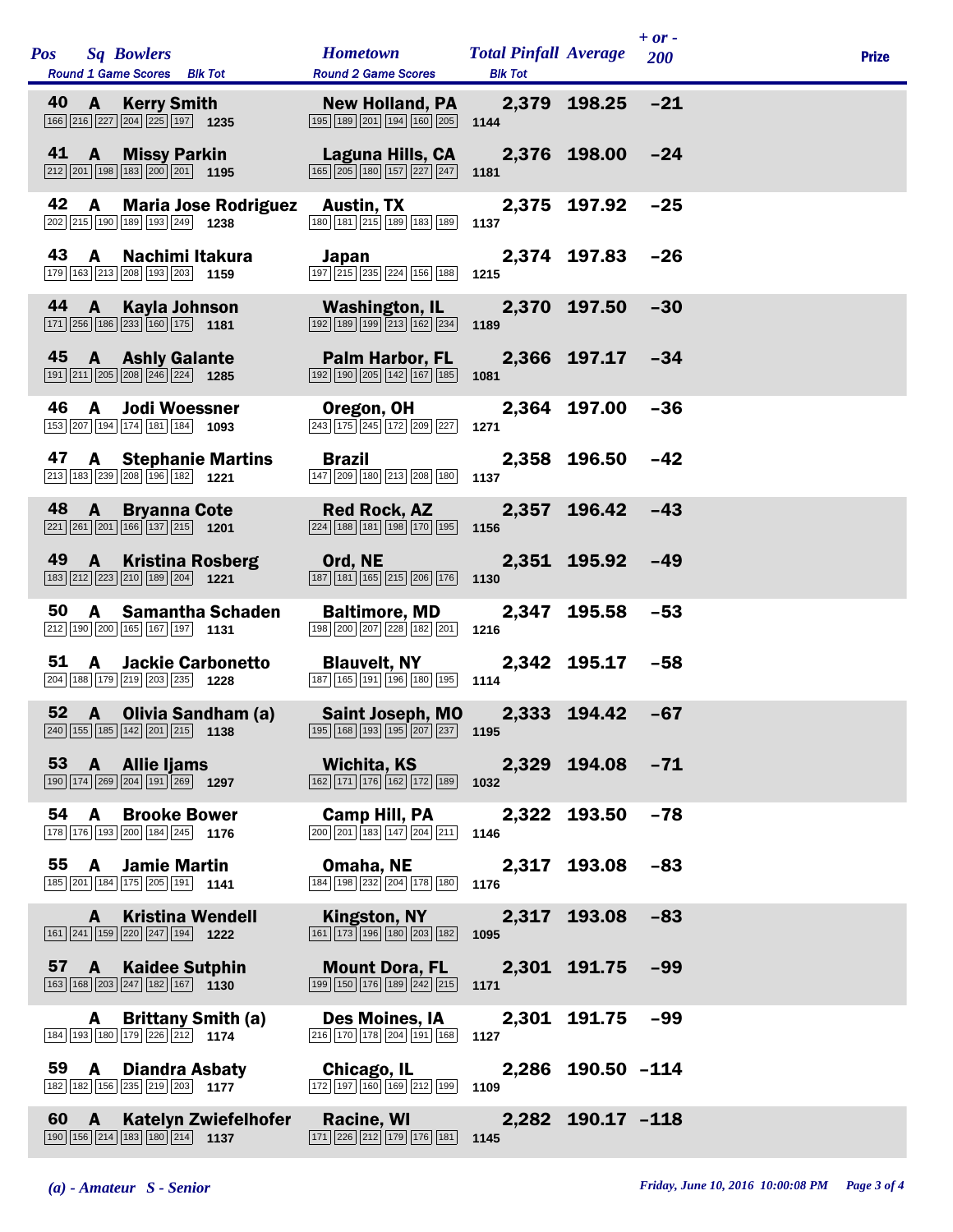| Pos | Sq | Bowlers | Round 1 Game Scores | Blk Tot | Hometown | Round 2 Game Scores | Blk Tot | Total Pinfall | Average | + or - 200 | Prize |
|---|---|---|---|---|---|---|---|---|---|---|---|
| 40 | A | Kerry Smith | 166 216 227 204 225 197 | 1235 | New Holland, PA | 195 189 201 194 160 205 | 1144 | 2,379 | 198.25 | -21 | |
| 41 | A | Missy Parkin | 212 201 198 183 200 201 | 1195 | Laguna Hills, CA | 165 205 180 157 227 247 | 1181 | 2,376 | 198.00 | -24 | |
| 42 | A | Maria Jose Rodriguez | 202 215 190 189 193 249 | 1238 | Austin, TX | 180 181 215 189 183 189 | 1137 | 2,375 | 197.92 | -25 | |
| 43 | A | Nachimi Itakura | 179 163 213 208 193 203 | 1159 | Japan | 197 215 235 224 156 188 | 1215 | 2,374 | 197.83 | -26 | |
| 44 | A | Kayla Johnson | 171 256 186 233 160 175 | 1181 | Washington, IL | 192 189 199 213 162 234 | 1189 | 2,370 | 197.50 | -30 | |
| 45 | A | Ashly Galante | 191 211 205 208 246 224 | 1285 | Palm Harbor, FL | 192 190 205 142 167 185 | 1081 | 2,366 | 197.17 | -34 | |
| 46 | A | Jodi Woessner | 153 207 194 174 181 184 | 1093 | Oregon, OH | 243 175 245 172 209 227 | 1271 | 2,364 | 197.00 | -36 | |
| 47 | A | Stephanie Martins | 213 183 239 208 196 182 | 1221 | Brazil | 147 209 180 213 208 180 | 1137 | 2,358 | 196.50 | -42 | |
| 48 | A | Bryanna Cote | 221 261 201 166 137 215 | 1201 | Red Rock, AZ | 224 188 181 198 170 195 | 1156 | 2,357 | 196.42 | -43 | |
| 49 | A | Kristina Rosberg | 183 212 223 210 189 204 | 1221 | Ord, NE | 187 181 165 215 206 176 | 1130 | 2,351 | 195.92 | -49 | |
| 50 | A | Samantha Schaden | 212 190 200 165 167 197 | 1131 | Baltimore, MD | 198 200 207 228 182 201 | 1216 | 2,347 | 195.58 | -53 | |
| 51 | A | Jackie Carbonetto | 204 188 179 219 203 235 | 1228 | Blauvelt, NY | 187 165 191 196 180 195 | 1114 | 2,342 | 195.17 | -58 | |
| 52 | A | Olivia Sandham (a) | 240 155 185 142 201 215 | 1138 | Saint Joseph, MO | 195 168 193 195 207 237 | 1195 | 2,333 | 194.42 | -67 | |
| 53 | A | Allie Ijams | 190 174 269 204 191 269 | 1297 | Wichita, KS | 162 171 176 162 172 189 | 1032 | 2,329 | 194.08 | -71 | |
| 54 | A | Brooke Bower | 178 176 193 200 184 245 | 1176 | Camp Hill, PA | 200 201 183 147 204 211 | 1146 | 2,322 | 193.50 | -78 | |
| 55 | A | Jamie Martin | 185 201 184 175 205 191 | 1141 | Omaha, NE | 184 198 232 204 178 180 | 1176 | 2,317 | 193.08 | -83 | |
| | A | Kristina Wendell | 161 241 159 220 247 194 | 1222 | Kingston, NY | 161 173 196 180 203 182 | 1095 | 2,317 | 193.08 | -83 | |
| 57 | A | Kaidee Sutphin | 163 168 203 247 182 167 | 1130 | Mount Dora, FL | 199 150 176 189 242 215 | 1171 | 2,301 | 191.75 | -99 | |
| | A | Brittany Smith (a) | 184 193 180 179 226 212 | 1174 | Des Moines, IA | 216 170 178 204 191 168 | 1127 | 2,301 | 191.75 | -99 | |
| 59 | A | Diandra Asbaty | 182 182 156 235 219 203 | 1177 | Chicago, IL | 172 197 160 169 212 199 | 1109 | 2,286 | 190.50 | -114 | |
| 60 | A | Katelyn Zwiefelhofer | 190 156 214 183 180 214 | 1137 | Racine, WI | 171 226 212 179 176 181 | 1145 | 2,282 | 190.17 | -118 | |

*(a) - Amateur S - Senior*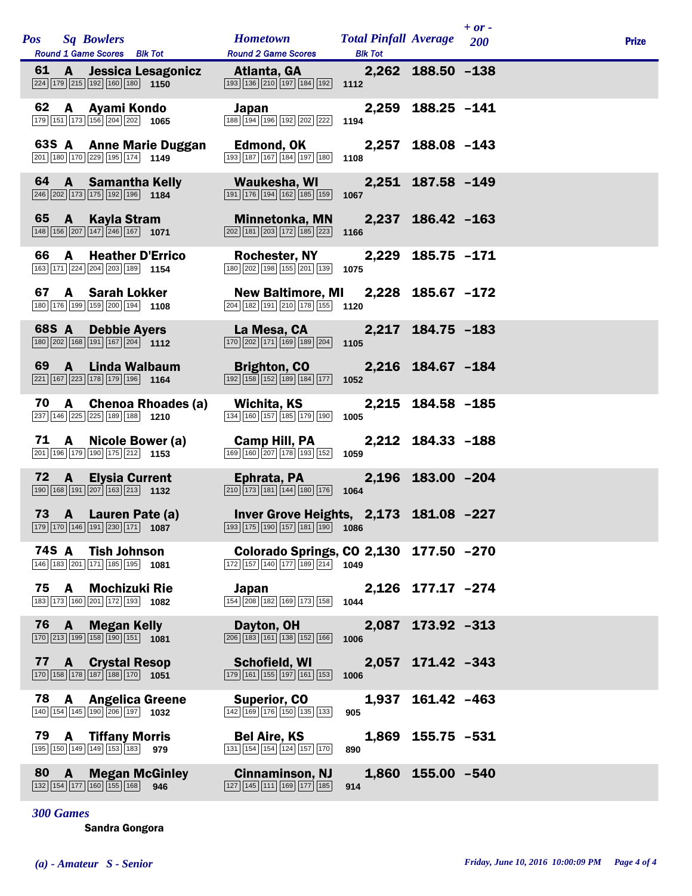| Pos | Sq | Bowlers / Round 1 Game Scores | Blk Tot | Hometown / Round 2 Game Scores | Blk Tot | Total Pinfall | Average | + or - 200 | Prize |
|---|---|---|---|---|---|---|---|---|---|
| 61 | A | Jessica Lesagonicz<br>224 179 215 192 160 180 | 1150 | Atlanta, GA<br>193 136 210 197 184 192 | 1112 | 2,262 | 188.50 | -138 | |
| 62 | A | Ayami Kondo<br>179 151 173 156 204 202 | 1065 | Japan<br>188 194 196 192 202 222 | 1194 | 2,259 | 188.25 | -141 | |
| 63S | A | Anne Marie Duggan<br>201 180 170 229 195 174 | 1149 | Edmond, OK<br>193 187 167 184 197 180 | 1108 | 2,257 | 188.08 | -143 | |
| 64 | A | Samantha Kelly<br>246 202 173 175 192 196 | 1184 | Waukesha, WI<br>191 176 194 162 185 159 | 1067 | 2,251 | 187.58 | -149 | |
| 65 | A | Kayla Stram<br>148 156 207 147 246 167 | 1071 | Minnetonka, MN<br>202 181 203 172 185 223 | 1166 | 2,237 | 186.42 | -163 | |
| 66 | A | Heather D'Errico<br>163 171 224 204 203 189 | 1154 | Rochester, NY<br>180 202 198 155 201 139 | 1075 | 2,229 | 185.75 | -171 | |
| 67 | A | Sarah Lokker<br>180 176 199 159 200 194 | 1108 | New Baltimore, MI<br>204 182 191 210 178 155 | 1120 | 2,228 | 185.67 | -172 | |
| 68S | A | Debbie Ayers<br>180 202 168 191 167 204 | 1112 | La Mesa, CA<br>170 202 171 169 189 204 | 1105 | 2,217 | 184.75 | -183 | |
| 69 | A | Linda Walbaum<br>221 167 223 178 179 196 | 1164 | Brighton, CO<br>192 158 152 189 184 177 | 1052 | 2,216 | 184.67 | -184 | |
| 70 | A | Chenoa Rhoades (a)<br>237 146 225 225 189 188 | 1210 | Wichita, KS<br>134 160 157 185 179 190 | 1005 | 2,215 | 184.58 | -185 | |
| 71 | A | Nicole Bower (a)<br>201 196 179 190 175 212 | 1153 | Camp Hill, PA<br>169 160 207 178 193 152 | 1059 | 2,212 | 184.33 | -188 | |
| 72 | A | Elysia Current<br>190 168 191 207 163 213 | 1132 | Ephrata, PA<br>210 173 181 144 180 176 | 1064 | 2,196 | 183.00 | -204 | |
| 73 | A | Lauren Pate (a)<br>179 170 146 191 230 171 | 1087 | Inver Grove Heights,<br>193 175 190 157 181 190 | 1086 | 2,173 | 181.08 | -227 | |
| 74S | A | Tish Johnson<br>146 183 201 171 185 195 | 1081 | Colorado Springs, CO<br>172 157 140 177 189 214 | 1049 | 2,130 | 177.50 | -270 | |
| 75 | A | Mochizuki Rie<br>183 173 160 201 172 193 | 1082 | Japan<br>154 208 182 169 173 158 | 1044 | 2,126 | 177.17 | -274 | |
| 76 | A | Megan Kelly<br>170 213 199 158 190 151 | 1081 | Dayton, OH<br>206 183 161 138 152 166 | 1006 | 2,087 | 173.92 | -313 | |
| 77 | A | Crystal Resop<br>170 158 178 187 188 170 | 1051 | Schofield, WI<br>179 161 155 197 161 153 | 1006 | 2,057 | 171.42 | -343 | |
| 78 | A | Angelica Greene<br>140 154 145 190 206 197 | 1032 | Superior, CO<br>142 169 176 150 135 133 | 905 | 1,937 | 161.42 | -463 | |
| 79 | A | Tiffany Morris<br>195 150 149 149 153 183 | 979 | Bel Aire, KS<br>131 154 154 124 157 170 | 890 | 1,869 | 155.75 | -531 | |
| 80 | A | Megan McGinley<br>132 154 177 160 155 168 | 946 | Cinnaminson, NJ<br>127 145 111 169 177 185 | 914 | 1,860 | 155.00 | -540 | |

*300 Games*

Sandra Gongora

*(a) - Amateur S - Senior*

*Friday, June 10, 2016 10:00:09 PM*